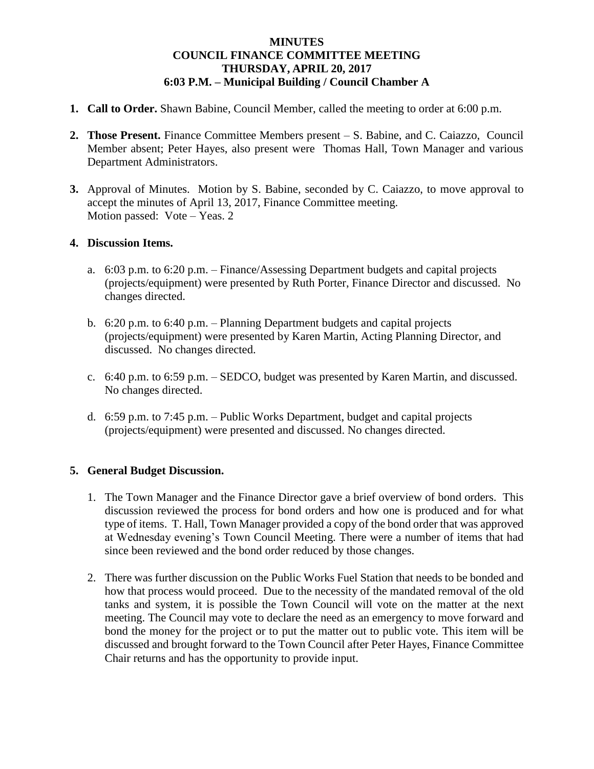**MINUTES**
**COUNCIL FINANCE COMMITTEE MEETING**
**THURSDAY, APRIL 20, 2017**
**6:03 P.M. – Municipal Building / Council Chamber A**

1. **Call to Order.** Shawn Babine, Council Member, called the meeting to order at 6:00 p.m.

2. **Those Present.** Finance Committee Members present – S. Babine, and C. Caiazzo, Council Member absent; Peter Hayes, also present were Thomas Hall, Town Manager and various Department Administrators.

3. Approval of Minutes. Motion by S. Babine, seconded by C. Caiazzo, to move approval to accept the minutes of April 13, 2017, Finance Committee meeting.
Motion passed: Vote – Yeas. 2

4. **Discussion Items.**

    a. 6:03 p.m. to 6:20 p.m. – Finance/Assessing Department budgets and capital projects (projects/equipment) were presented by Ruth Porter, Finance Director and discussed. No changes directed.

    b. 6:20 p.m. to 6:40 p.m. – Planning Department budgets and capital projects (projects/equipment) were presented by Karen Martin, Acting Planning Director, and discussed. No changes directed.

    c. 6:40 p.m. to 6:59 p.m. – SEDCO, budget was presented by Karen Martin, and discussed. No changes directed.

    d. 6:59 p.m. to 7:45 p.m. – Public Works Department, budget and capital projects (projects/equipment) were presented and discussed. No changes directed.

5. **General Budget Discussion.**

    1. The Town Manager and the Finance Director gave a brief overview of bond orders. This discussion reviewed the process for bond orders and how one is produced and for what type of items. T. Hall, Town Manager provided a copy of the bond order that was approved at Wednesday evening's Town Council Meeting. There were a number of items that had since been reviewed and the bond order reduced by those changes.

    2. There was further discussion on the Public Works Fuel Station that needs to be bonded and how that process would proceed. Due to the necessity of the mandated removal of the old tanks and system, it is possible the Town Council will vote on the matter at the next meeting. The Council may vote to declare the need as an emergency to move forward and bond the money for the project or to put the matter out to public vote. This item will be discussed and brought forward to the Town Council after Peter Hayes, Finance Committee Chair returns and has the opportunity to provide input.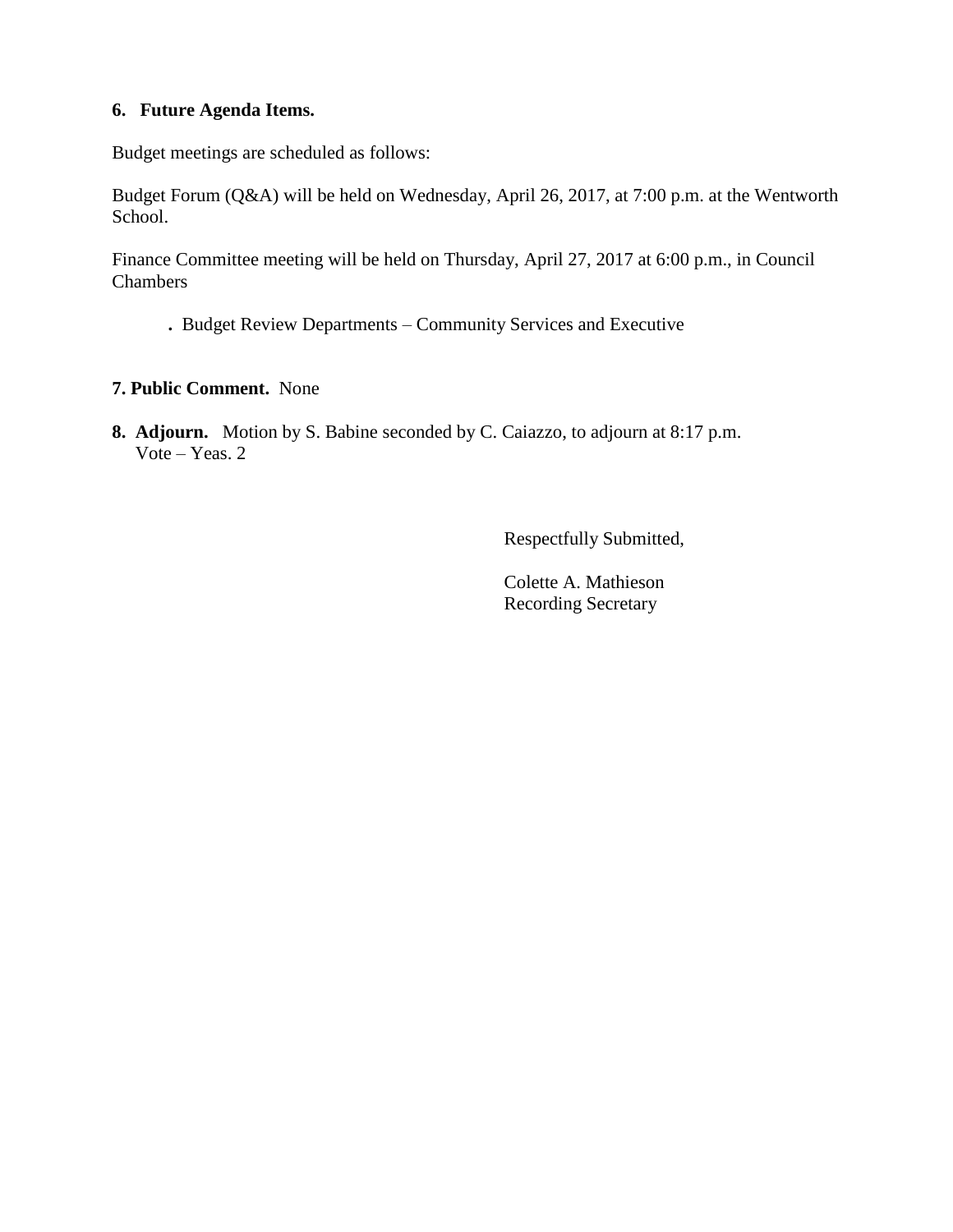**6. Future Agenda Items.**

Budget meetings are scheduled as follows:

Budget Forum (Q&A) will be held on Wednesday, April 26, 2017, at 7:00 p.m. at the Wentworth School.

Finance Committee meeting will be held on Thursday, April 27, 2017 at 6:00 p.m., in Council Chambers

- Budget Review Departments – Community Services and Executive

**7. Public Comment.** None

**8. Adjourn.** Motion by S. Babine seconded by C. Caiazzo, to adjourn at 8:17 p.m.
Vote – Yeas. 2

Respectfully Submitted,

Colette A. Mathieson
Recording Secretary